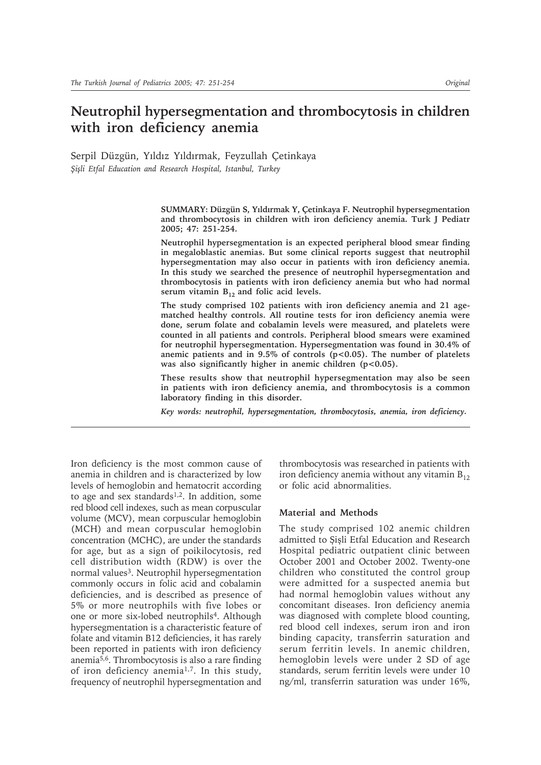# Neutrophil hypersegmentation and thrombocytosis in children with iron deficiency anemia

Serpil Düzgün, Yıldız Yıldırmak, Feyzullah Çetinkaya

*Şişli Etfal Education and Research Hospital, Istanbul, Turkey*

**SUMMARY: Düzgün S, Yıldırmak Y, Çetinkaya F. Neutrophil hypersegmentation and thrombocytosis in children with iron deficiency anemia. Turk J Pediatr 2005; 47: 251-254.**

**Neutrophil hypersegmentation is an expected peripheral blood smear finding in megaloblastic anemias. But some clinical reports suggest that neutrophil hypersegmentation may also occur in patients with iron deficiency anemia. In this study we searched the presence of neutrophil hypersegmentation and thrombocytosis in patients with iron deficiency anemia but who had normal serum vitamin $B_{12}$ and folic acid levels.**

**The study comprised 102 patients with iron deficiency anemia and 21 age-matched healthy controls. All routine tests for iron deficiency anemia were done, serum folate and cobalamin levels were measured, and platelets were counted in all patients and controls. Peripheral blood smears were examined for neutrophil hypersegmentation. Hypersegmentation was found in 30.4% of anemic patients and in 9.5% of controls ($p<0.05$). The number of platelets was also significantly higher in anemic children ($p<0.05$).**

**These results show that neutrophil hypersegmentation may also be seen in patients with iron deficiency anemia, and thrombocytosis is a common laboratory finding in this disorder.**

***Key words: neutrophil, hypersegmentation, thrombocytosis, anemia, iron deficiency.***

---

Iron deficiency is the most common cause of anemia in children and is characterized by low levels of hemoglobin and hematocrit according to age and sex standards[1,2]. In addition, some red blood cell indexes, such as mean corpuscular volume (MCV), mean corpuscular hemoglobin (MCH) and mean corpuscular hemoglobin concentration (MCHC), are under the standards for age, but as a sign of poikilocytosis, red cell distribution width (RDW) is over the normal values[3]. Neutrophil hypersegmentation commonly occurs in folic acid and cobalamin deficiencies, and is described as presence of 5% or more neutrophils with five lobes or one or more six-lobed neutrophils[4]. Although hypersegmentation is a characteristic feature of folate and vitamin B12 deficiencies, it has rarely been reported in patients with iron deficiency anemia[5,6]. Thrombocytosis is also a rare finding of iron deficiency anemia[1,7]. In this study, frequency of neutrophil hypersegmentation and thrombocytosis was researched in patients with iron deficiency anemia without any vitamin $B_{12}$ or folic acid abnormalities.

## Material and Methods

The study comprised 102 anemic children admitted to Şişli Etfal Education and Research Hospital pediatric outpatient clinic between October 2001 and October 2002. Twenty-one children who constituted the control group were admitted for a suspected anemia but had normal hemoglobin values without any concomitant diseases. Iron deficiency anemia was diagnosed with complete blood counting, red blood cell indexes, serum iron and iron binding capacity, transferrin saturation and serum ferritin levels. In anemic children, hemoglobin levels were under 2 SD of age standards, serum ferritin levels were under 10 ng/ml, transferrin saturation was under 16%,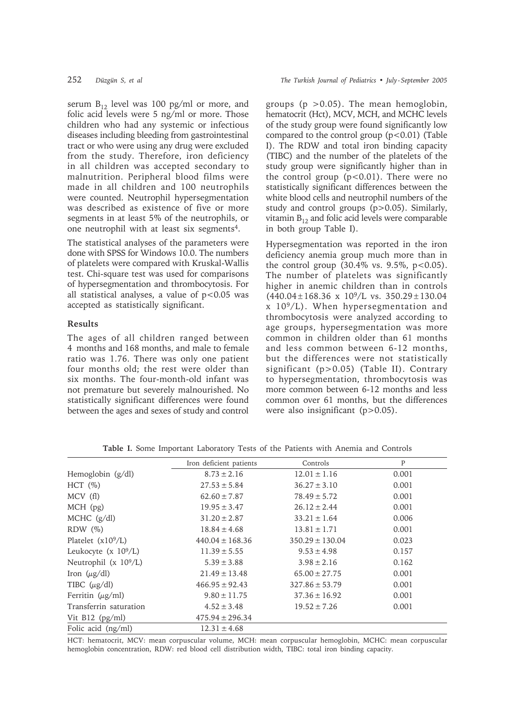serum $B_{12}$ level was 100 pg/ml or more, and folic acid levels were 5 ng/ml or more. Those children who had any systemic or infectious diseases including bleeding from gastrointestinal tract or who were using any drug were excluded from the study. Therefore, iron deficiency in all children was accepted secondary to malnutrition. Peripheral blood films were made in all children and 100 neutrophils were counted. Neutrophil hypersegmentation was described as existence of five or more segments in at least 5% of the neutrophils, or one neutrophil with at least six segments[4].

The statistical analyses of the parameters were done with SPSS for Windows 10.0. The numbers of platelets were compared with Kruskal-Wallis test. Chi-square test was used for comparisons of hypersegmentation and thrombocytosis. For all statistical analyses, a value of $p<0.05$ was accepted as statistically significant.

## Results

The ages of all children ranged between 4 months and 168 months, and male to female ratio was 1.76. There was only one patient four months old; the rest were older than six months. The four-month-old infant was not premature but severely malnourished. No statistically significant differences were found between the ages and sexes of study and control groups ($p>0.05$). The mean hemoglobin, hematocrit (Hct), MCV, MCH, and MCHC levels of the study group were found significantly low compared to the control group ($p<0.01$) (Table I). The RDW and total iron binding capacity (TIBC) and the number of the platelets of the study group were significantly higher than in the control group ($p<0.01$). There were no statistically significant differences between the white blood cells and neutrophil numbers of the study and control groups ($p>0.05$). Similarly, vitamin $B_{12}$ and folic acid levels were comparable in both group Table I).

Hypersegmentation was reported in the iron deficiency anemia group much more than in the control group (30.4% vs. 9.5%, $p<0.05$). The number of platelets was significantly higher in anemic children than in controls ($440.04 \pm 168.36 \times 10^9$/L vs. $350.29 \pm 130.04 \times 10^9$/L). When hypersegmentation and thrombocytosis were analyzed according to age groups, hypersegmentation was more common in children older than 61 months and less common between 6-12 months, but the differences were not statistically significant ($p>0.05$) (Table II). Contrary to hypersegmentation, thrombocytosis was more common between 6-12 months and less common over 61 months, but the differences were also insignificant ($p>0.05$).

**Table I.** Some Important Laboratory Tests of the Patients with Anemia and Controls

| | Iron deficient patients | Controls | P |
|---|---|---|---|
| Hemoglobin (g/dl) | $8.73 \pm 2.16$ | $12.01 \pm 1.16$ | 0.001 |
| HCT (%) | $27.53 \pm 5.84$ | $36.27 \pm 3.10$ | 0.001 |
| MCV (fl) | $62.60 \pm 7.87$ | $78.49 \pm 5.72$ | 0.001 |
| MCH (pg) | $19.95 \pm 3.47$ | $26.12 \pm 2.44$ | 0.001 |
| MCHC (g/dl) | $31.20 \pm 2.87$ | $33.21 \pm 1.64$ | 0.006 |
| RDW (%) | $18.84 \pm 4.68$ | $13.81 \pm 1.71$ | 0.001 |
| Platelet ($\times 10^9$/L) | $440.04 \pm 168.36$ | $350.29 \pm 130.04$ | 0.023 |
| Leukocyte ($\times 10^9$/L) | $11.39 \pm 5.55$ | $9.53 \pm 4.98$ | 0.157 |
| Neutrophil ($\times 10^9$/L) | $5.39 \pm 3.88$ | $3.98 \pm 2.16$ | 0.162 |
| Iron ($\mu$g/dl) | $21.49 \pm 13.48$ | $65.00 \pm 27.75$ | 0.001 |
| TIBC ($\mu$g/dl) | $466.95 \pm 92.43$ | $327.86 \pm 53.79$ | 0.001 |
| Ferritin ($\mu$g/ml) | $9.80 \pm 11.75$ | $37.36 \pm 16.92$ | 0.001 |
| Transferrin saturation | $4.52 \pm 3.48$ | $19.52 \pm 7.26$ | 0.001 |
| Vit B12 (pg/ml) | $475.94 \pm 296.34$ | | |
| Folic acid (ng/ml) | $12.31 \pm 4.68$ | | |

HCT: hematocrit, MCV: mean corpuscular volume, MCH: mean corpuscular hemoglobin, MCHC: mean corpuscular hemoglobin concentration, RDW: red blood cell distribution width, TIBC: total iron binding capacity.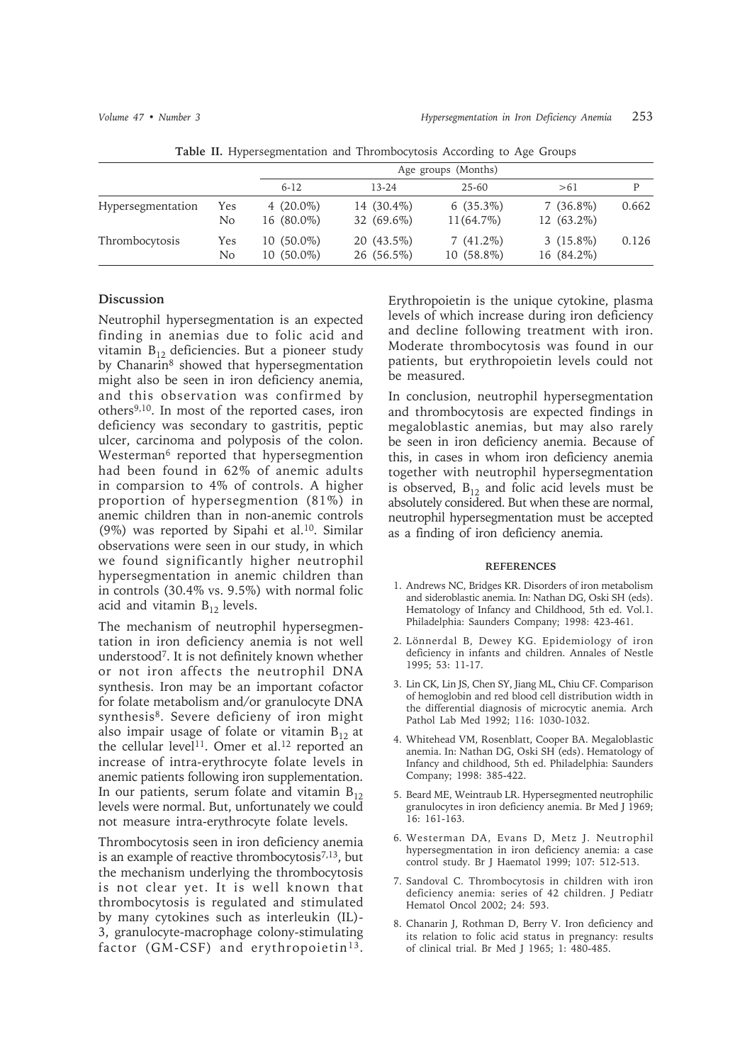**Table II.** Hypersegmentation and Thrombocytosis According to Age Groups

| | | Age groups (Months) | | | | |
|---|---|---|---|---|---|---|
| | | 6-12 | 13-24 | 25-60 | >61 | P |
| Hypersegmentation | Yes | 4 (20.0%) | 14 (30.4%) | 6 (35.3%) | 7 (36.8%) | 0.662 |
| | No | 16 (80.0%) | 32 (69.6%) | 11(64.7%) | 12 (63.2%) | |
| Thrombocytosis | Yes | 10 (50.0%) | 20 (43.5%) | 7 (41.2%) | 3 (15.8%) | 0.126 |
| | No | 10 (50.0%) | 26 (56.5%) | 10 (58.8%) | 16 (84.2%) | |

## Discussion

Neutrophil hypersegmentation is an expected finding in anemias due to folic acid and vitamin $B_{12}$ deficiencies. But a pioneer study by Chanarin[8] showed that hypersegmentation might also be seen in iron deficiency anemia, and this observation was confirmed by others[9,10]. In most of the reported cases, iron deficiency was secondary to gastritis, peptic ulcer, carcinoma and polyposis of the colon. Westerman[6] reported that hypersegmention had been found in 62% of anemic adults in comparsion to 4% of controls. A higher proportion of hypersegmention (81%) in anemic children than in non-anemic controls (9%) was reported by Sipahi et al.[10]. Similar observations were seen in our study, in which we found significantly higher neutrophil hypersegmentation in anemic children than in controls (30.4% vs. 9.5%) with normal folic acid and vitamin $B_{12}$ levels.

The mechanism of neutrophil hypersegmentation in iron deficiency anemia is not well understood[7]. It is not definitely known whether or not iron affects the neutrophil DNA synthesis. Iron may be an important cofactor for folate metabolism and/or granulocyte DNA synthesis[8]. Severe deficieny of iron might also impair usage of folate or vitamin $B_{12}$ at the cellular level[11]. Omer et al.[12] reported an increase of intra-erythrocyte folate levels in anemic patients following iron supplementation. In our patients, serum folate and vitamin $B_{12}$ levels were normal. But, unfortunately we could not measure intra-erythrocyte folate levels.

Thrombocytosis seen in iron deficiency anemia is an example of reactive thrombocytosis[7,13], but the mechanism underlying the thrombocytosis is not clear yet. It is well known that thrombocytosis is regulated and stimulated by many cytokines such as interleukin (IL)-3, granulocyte-macrophage colony-stimulating factor (GM-CSF) and erythropoietin[13]. Erythropoietin is the unique cytokine, plasma levels of which increase during iron deficiency and decline following treatment with iron. Moderate thrombocytosis was found in our patients, but erythropoietin levels could not be measured.

In conclusion, neutrophil hypersegmentation and thrombocytosis are expected findings in megaloblastic anemias, but may also rarely be seen in iron deficiency anemia. Because of this, in cases in whom iron deficiency anemia together with neutrophil hypersegmentation is observed, $B_{12}$ and folic acid levels must be absolutely considered. But when these are normal, neutrophil hypersegmentation must be accepted as a finding of iron deficiency anemia.

### REFERENCES

1. Andrews NC, Bridges KR. Disorders of iron metabolism and sideroblastic anemia. In: Nathan DG, Oski SH (eds). Hematology of Infancy and Childhood, 5th ed. Vol.1. Philadelphia: Saunders Company; 1998: 423-461.
2. Lönnerdal B, Dewey KG. Epidemiology of iron deficiency in infants and children. Annales of Nestle 1995; 53: 11-17.
3. Lin CK, Lin JS, Chen SY, Jiang ML, Chiu CF. Comparison of hemoglobin and red blood cell distribution width in the differential diagnosis of microcytic anemia. Arch Pathol Lab Med 1992; 116: 1030-1032.
4. Whitehead VM, Rosenblatt, Cooper BA. Megaloblastic anemia. In: Nathan DG, Oski SH (eds). Hematology of Infancy and childhood, 5th ed. Philadelphia: Saunders Company; 1998: 385-422.
5. Beard ME, Weintraub LR. Hypersegmented neutrophilic granulocytes in iron deficiency anemia. Br Med J 1969; 16: 161-163.
6. Westerman DA, Evans D, Metz J. Neutrophil hypersegmentation in iron deficiency anemia: a case control study. Br J Haematol 1999; 107: 512-513.
7. Sandoval C. Thrombocytosis in children with iron deficiency anemia: series of 42 children. J Pediatr Hematol Oncol 2002; 24: 593.
8. Chanarin J, Rothman D, Berry V. Iron deficiency and its relation to folic acid status in pregnancy: results of clinical trial. Br Med J 1965; 1: 480-485.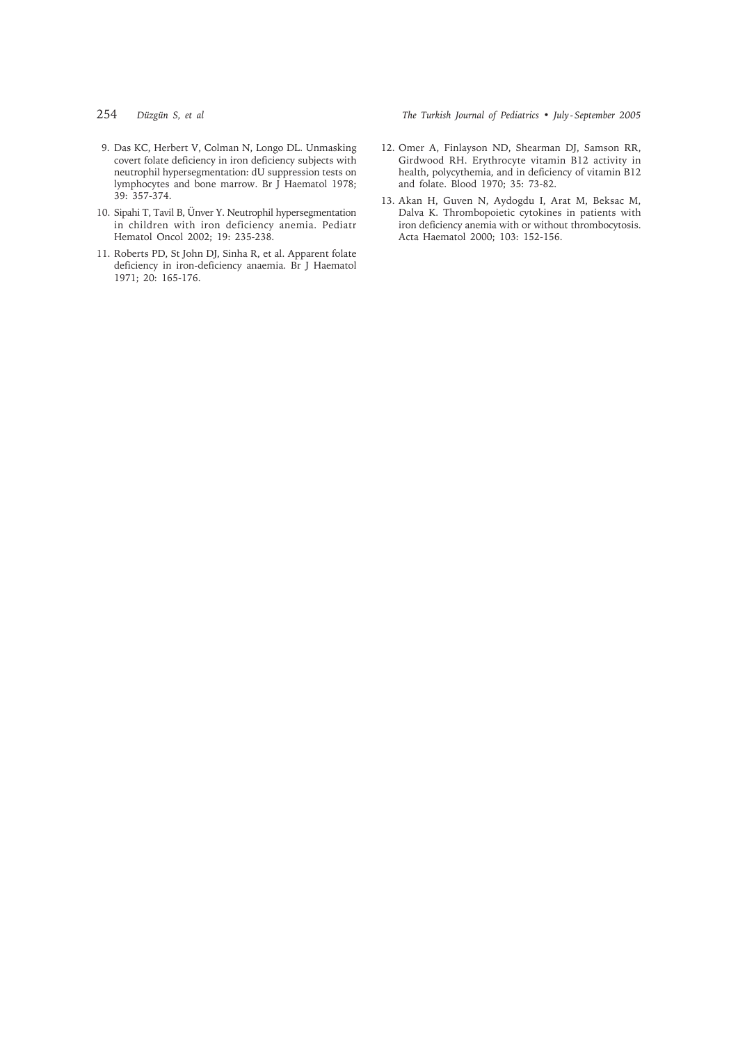9. Das KC, Herbert V, Colman N, Longo DL. Unmasking covert folate deficiency in iron deficiency subjects with neutrophil hypersegmentation: dU suppression tests on lymphocytes and bone marrow. Br J Haematol 1978; 39: 357-374.
10. Sipahi T, Tavil B, Ünver Y. Neutrophil hypersegmentation in children with iron deficiency anemia. Pediatr Hematol Oncol 2002; 19: 235-238.
11. Roberts PD, St John DJ, Sinha R, et al. Apparent folate deficiency in iron-deficiency anaemia. Br J Haematol 1971; 20: 165-176.
12. Omer A, Finlayson ND, Shearman DJ, Samson RR, Girdwood RH. Erythrocyte vitamin B12 activity in health, polycythemia, and in deficiency of vitamin B12 and folate. Blood 1970; 35: 73-82.
13. Akan H, Guven N, Aydogdu I, Arat M, Beksac M, Dalva K. Thrombopoietic cytokines in patients with iron deficiency anemia with or without thrombocytosis. Acta Haematol 2000; 103: 152-156.